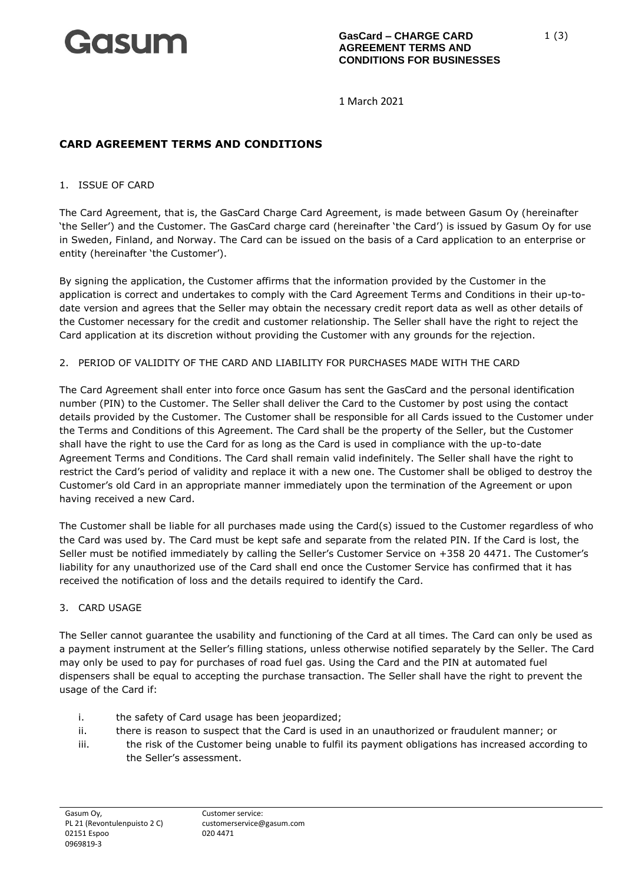# CARD AGREEMENT TERMS AND CONDITIONS

1 March 2021

## 1. ISSUE OF CARD

The Card Agreement, that is, the GasCard Charge Card Agreement, is made between Gasum Oy (hereinafter 'the Seller') and the Customer. The GasCard charge card (hereinafter 'the Card') is issued by Gasum Oy for use in Sweden, Finland, and Norway. The Card can be issued on the basis of a Card application to an enterprise or entity (hereinafter 'the Customer').

By signing the application, the Customer affirms that the information provided by the Customer in the application is correct and undertakes to comply with the Card Agreement Terms and Conditions in their up-to-date version and agrees that the Seller may obtain the necessary credit report data as well as other details of the Customer necessary for the credit and customer relationship. The Seller shall have the right to reject the Card application at its discretion without providing the Customer with any grounds for the rejection.

## 2. PERIOD OF VALIDITY OF THE CARD AND LIABILITY FOR PURCHASES MADE WITH THE CARD

The Card Agreement shall enter into force once Gasum has sent the GasCard and the personal identification number (PIN) to the Customer. The Seller shall deliver the Card to the Customer by post using the contact details provided by the Customer. The Customer shall be responsible for all Cards issued to the Customer under the Terms and Conditions of this Agreement. The Card shall be the property of the Seller, but the Customer shall have the right to use the Card for as long as the Card is used in compliance with the up-to-date Agreement Terms and Conditions. The Card shall remain valid indefinitely. The Seller shall have the right to restrict the Card's period of validity and replace it with a new one. The Customer shall be obliged to destroy the Customer's old Card in an appropriate manner immediately upon the termination of the Agreement or upon having received a new Card.

The Customer shall be liable for all purchases made using the Card(s) issued to the Customer regardless of who the Card was used by. The Card must be kept safe and separate from the related PIN. If the Card is lost, the Seller must be notified immediately by calling the Seller's Customer Service on +358 20 4471. The Customer's liability for any unauthorized use of the Card shall end once the Customer Service has confirmed that it has received the notification of loss and the details required to identify the Card.

## 3. CARD USAGE

The Seller cannot guarantee the usability and functioning of the Card at all times. The Card can only be used as a payment instrument at the Seller's filling stations, unless otherwise notified separately by the Seller. The Card may only be used to pay for purchases of road fuel gas. Using the Card and the PIN at automated fuel dispensers shall be equal to accepting the purchase transaction. The Seller shall have the right to prevent the usage of the Card if:

i. the safety of Card usage has been jeopardized;
ii. there is reason to suspect that the Card is used in an unauthorized or fraudulent manner; or
iii. the risk of the Customer being unable to fulfil its payment obligations has increased according to the Seller's assessment.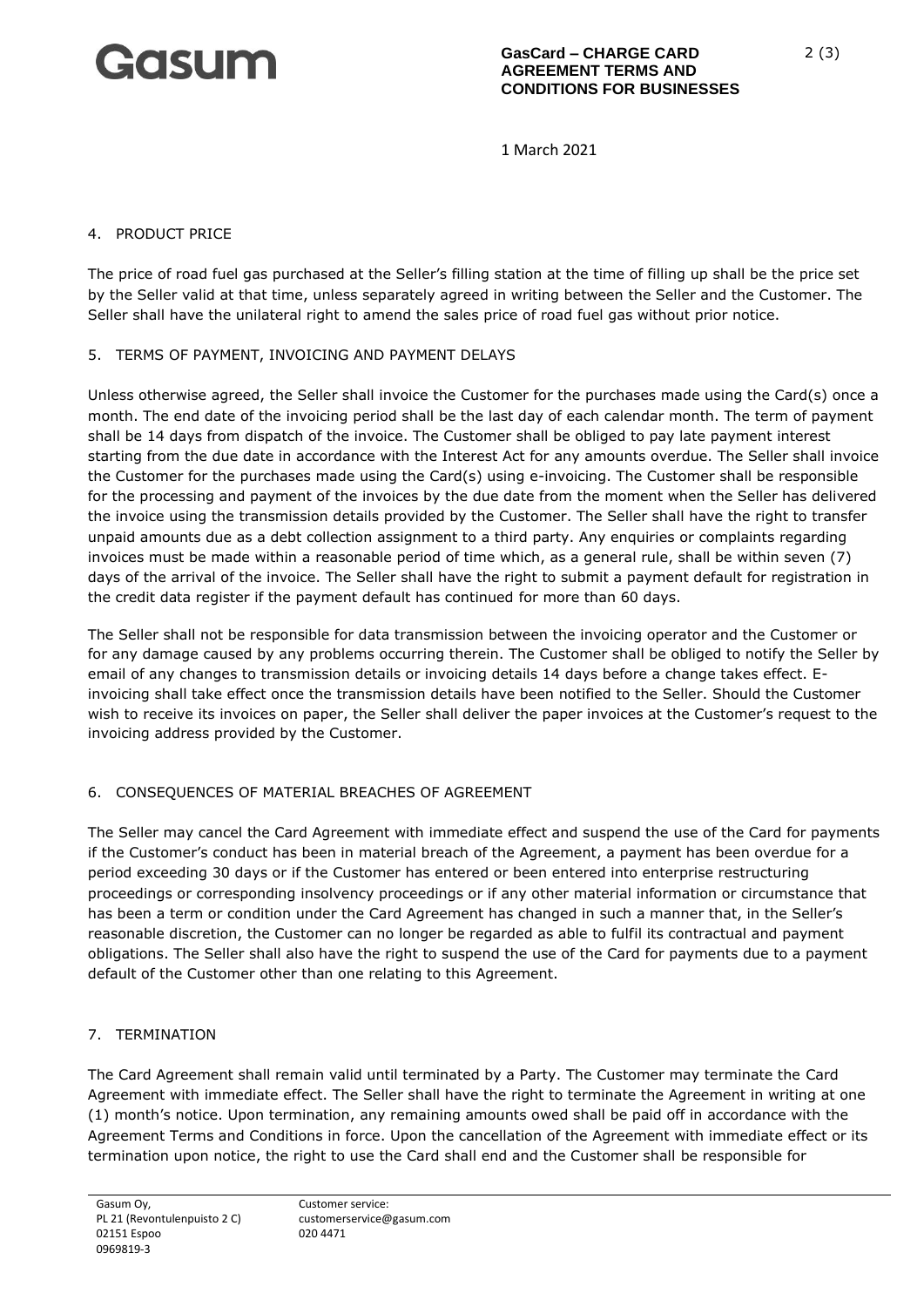## 4. PRODUCT PRICE

The price of road fuel gas purchased at the Seller's filling station at the time of filling up shall be the price set by the Seller valid at that time, unless separately agreed in writing between the Seller and the Customer. The Seller shall have the unilateral right to amend the sales price of road fuel gas without prior notice.

## 5. TERMS OF PAYMENT, INVOICING AND PAYMENT DELAYS

Unless otherwise agreed, the Seller shall invoice the Customer for the purchases made using the Card(s) once a month. The end date of the invoicing period shall be the last day of each calendar month. The term of payment shall be 14 days from dispatch of the invoice. The Customer shall be obliged to pay late payment interest starting from the due date in accordance with the Interest Act for any amounts overdue. The Seller shall invoice the Customer for the purchases made using the Card(s) using e-invoicing. The Customer shall be responsible for the processing and payment of the invoices by the due date from the moment when the Seller has delivered the invoice using the transmission details provided by the Customer. The Seller shall have the right to transfer unpaid amounts due as a debt collection assignment to a third party. Any enquiries or complaints regarding invoices must be made within a reasonable period of time which, as a general rule, shall be within seven (7) days of the arrival of the invoice. The Seller shall have the right to submit a payment default for registration in the credit data register if the payment default has continued for more than 60 days.

The Seller shall not be responsible for data transmission between the invoicing operator and the Customer or for any damage caused by any problems occurring therein. The Customer shall be obliged to notify the Seller by email of any changes to transmission details or invoicing details 14 days before a change takes effect. E-invoicing shall take effect once the transmission details have been notified to the Seller. Should the Customer wish to receive its invoices on paper, the Seller shall deliver the paper invoices at the Customer's request to the invoicing address provided by the Customer.

## 6. CONSEQUENCES OF MATERIAL BREACHES OF AGREEMENT

The Seller may cancel the Card Agreement with immediate effect and suspend the use of the Card for payments if the Customer's conduct has been in material breach of the Agreement, a payment has been overdue for a period exceeding 30 days or if the Customer has entered or been entered into enterprise restructuring proceedings or corresponding insolvency proceedings or if any other material information or circumstance that has been a term or condition under the Card Agreement has changed in such a manner that, in the Seller's reasonable discretion, the Customer can no longer be regarded as able to fulfil its contractual and payment obligations. The Seller shall also have the right to suspend the use of the Card for payments due to a payment default of the Customer other than one relating to this Agreement.

## 7. TERMINATION

The Card Agreement shall remain valid until terminated by a Party. The Customer may terminate the Card Agreement with immediate effect. The Seller shall have the right to terminate the Agreement in writing at one (1) month's notice. Upon termination, any remaining amounts owed shall be paid off in accordance with the Agreement Terms and Conditions in force. Upon the cancellation of the Agreement with immediate effect or its termination upon notice, the right to use the Card shall end and the Customer shall be responsible for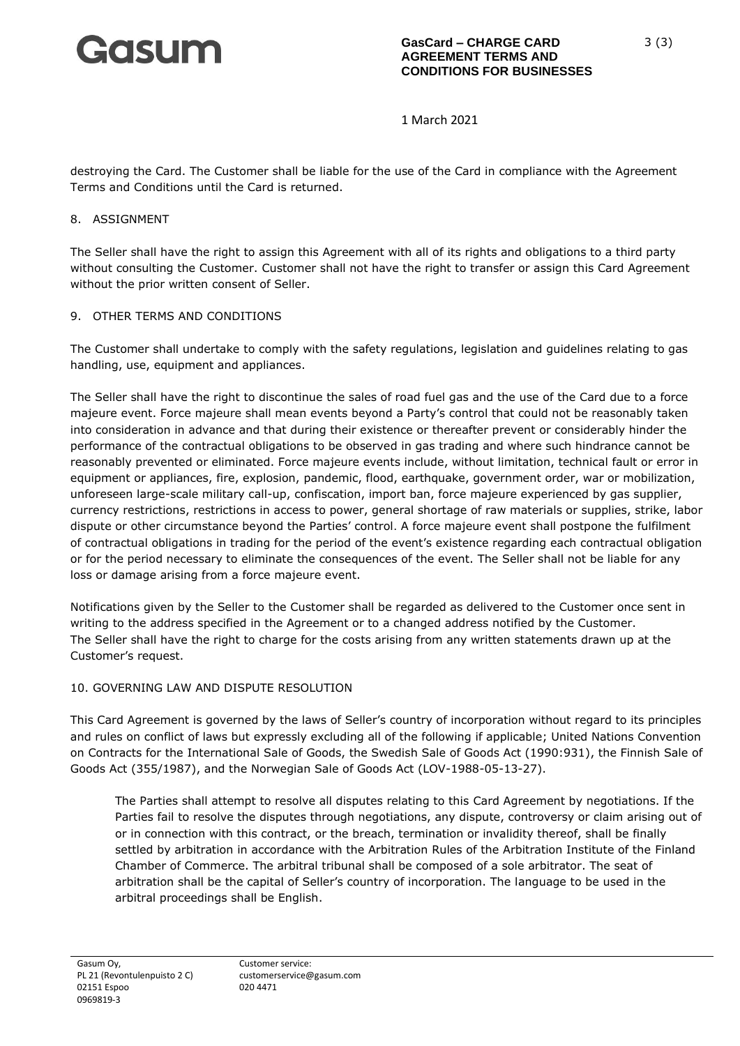destroying the Card. The Customer shall be liable for the use of the Card in compliance with the Agreement Terms and Conditions until the Card is returned.

## 8. ASSIGNMENT

The Seller shall have the right to assign this Agreement with all of its rights and obligations to a third party without consulting the Customer. Customer shall not have the right to transfer or assign this Card Agreement without the prior written consent of Seller.

## 9. OTHER TERMS AND CONDITIONS

The Customer shall undertake to comply with the safety regulations, legislation and guidelines relating to gas handling, use, equipment and appliances.

The Seller shall have the right to discontinue the sales of road fuel gas and the use of the Card due to a force majeure event. Force majeure shall mean events beyond a Party's control that could not be reasonably taken into consideration in advance and that during their existence or thereafter prevent or considerably hinder the performance of the contractual obligations to be observed in gas trading and where such hindrance cannot be reasonably prevented or eliminated. Force majeure events include, without limitation, technical fault or error in equipment or appliances, fire, explosion, pandemic, flood, earthquake, government order, war or mobilization, unforeseen large-scale military call-up, confiscation, import ban, force majeure experienced by gas supplier, currency restrictions, restrictions in access to power, general shortage of raw materials or supplies, strike, labor dispute or other circumstance beyond the Parties' control. A force majeure event shall postpone the fulfilment of contractual obligations in trading for the period of the event's existence regarding each contractual obligation or for the period necessary to eliminate the consequences of the event. The Seller shall not be liable for any loss or damage arising from a force majeure event.

Notifications given by the Seller to the Customer shall be regarded as delivered to the Customer once sent in writing to the address specified in the Agreement or to a changed address notified by the Customer.
The Seller shall have the right to charge for the costs arising from any written statements drawn up at the Customer's request.

## 10. GOVERNING LAW AND DISPUTE RESOLUTION

This Card Agreement is governed by the laws of Seller's country of incorporation without regard to its principles and rules on conflict of laws but expressly excluding all of the following if applicable; United Nations Convention on Contracts for the International Sale of Goods, the Swedish Sale of Goods Act (1990:931), the Finnish Sale of Goods Act (355/1987), and the Norwegian Sale of Goods Act (LOV-1988-05-13-27).

The Parties shall attempt to resolve all disputes relating to this Card Agreement by negotiations. If the Parties fail to resolve the disputes through negotiations, any dispute, controversy or claim arising out of or in connection with this contract, or the breach, termination or invalidity thereof, shall be finally settled by arbitration in accordance with the Arbitration Rules of the Arbitration Institute of the Finland Chamber of Commerce. The arbitral tribunal shall be composed of a sole arbitrator. The seat of arbitration shall be the capital of Seller's country of incorporation. The language to be used in the arbitral proceedings shall be English.